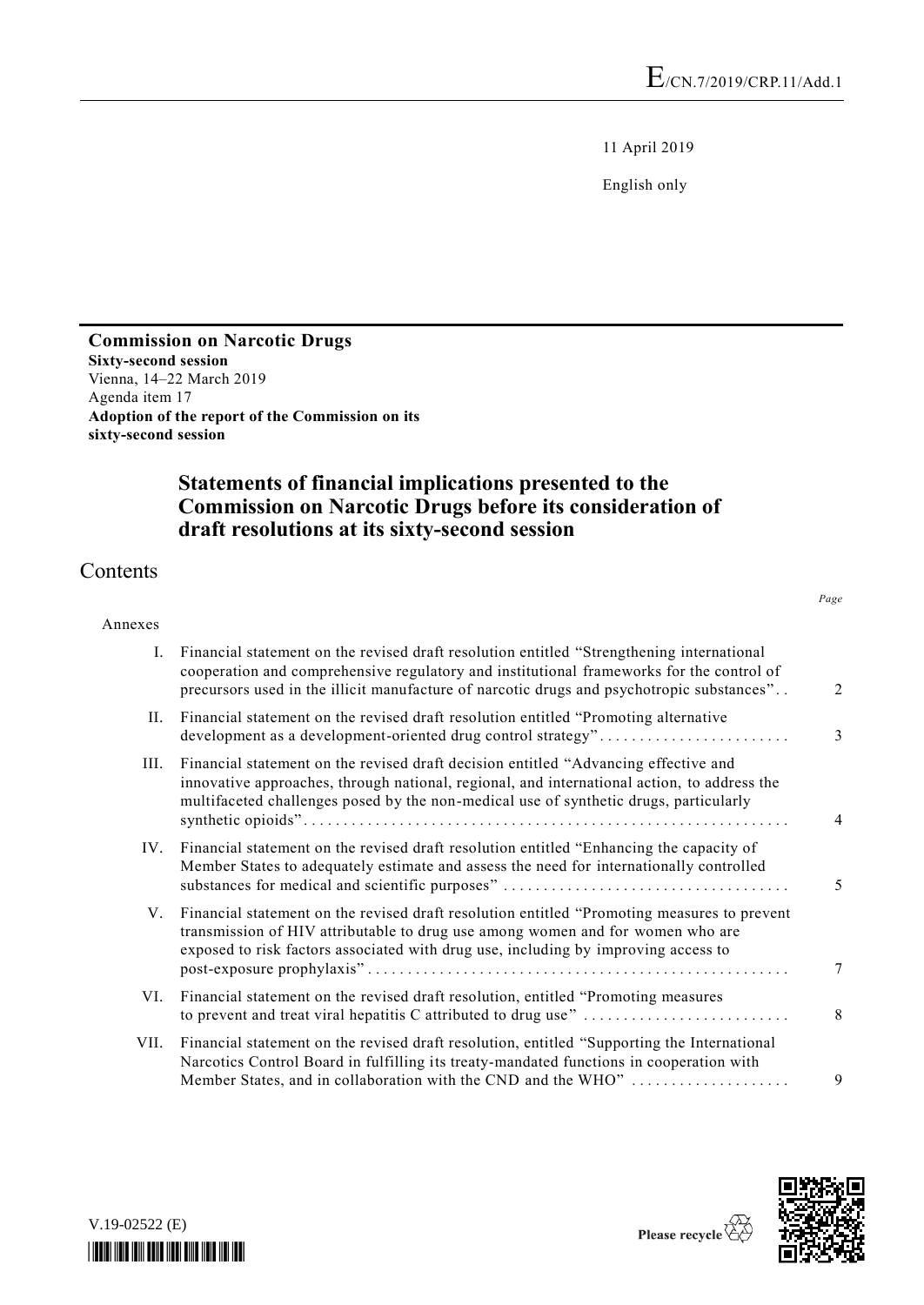E/CN.7/2019/CRP.11/Add.1

11 April 2019

English only

**Commission on Narcotic Drugs**
**Sixty-second session**
Vienna, 14–22 March 2019
Agenda item 17
**Adoption of the report of the Commission on its sixty-second session**

# Statements of financial implications presented to the Commission on Narcotic Drugs before its consideration of draft resolutions at its sixty-second session

## Contents

| | | *Page* |
|---|---|---|
| Annexes | | |
| I. | Financial statement on the revised draft resolution entitled "Strengthening international cooperation and comprehensive regulatory and institutional frameworks for the control of precursors used in the illicit manufacture of narcotic drugs and psychotropic substances" | 2 |
| II. | Financial statement on the revised draft resolution entitled "Promoting alternative development as a development-oriented drug control strategy" | 3 |
| III. | Financial statement on the revised draft decision entitled "Advancing effective and innovative approaches, through national, regional, and international action, to address the multifaceted challenges posed by the non-medical use of synthetic drugs, particularly synthetic opioids" | 4 |
| IV. | Financial statement on the revised draft resolution entitled "Enhancing the capacity of Member States to adequately estimate and assess the need for internationally controlled substances for medical and scientific purposes" | 5 |
| V. | Financial statement on the revised draft resolution entitled "Promoting measures to prevent transmission of HIV attributable to drug use among women and for women who are exposed to risk factors associated with drug use, including by improving access to post-exposure prophylaxis" | 7 |
| VI. | Financial statement on the revised draft resolution, entitled "Promoting measures to prevent and treat viral hepatitis C attributed to drug use" | 8 |
| VII. | Financial statement on the revised draft resolution, entitled "Supporting the International Narcotics Control Board in fulfilling its treaty-mandated functions in cooperation with Member States, and in collaboration with the CND and the WHO" | 9 |

V.19-02522 (E)

Please recycle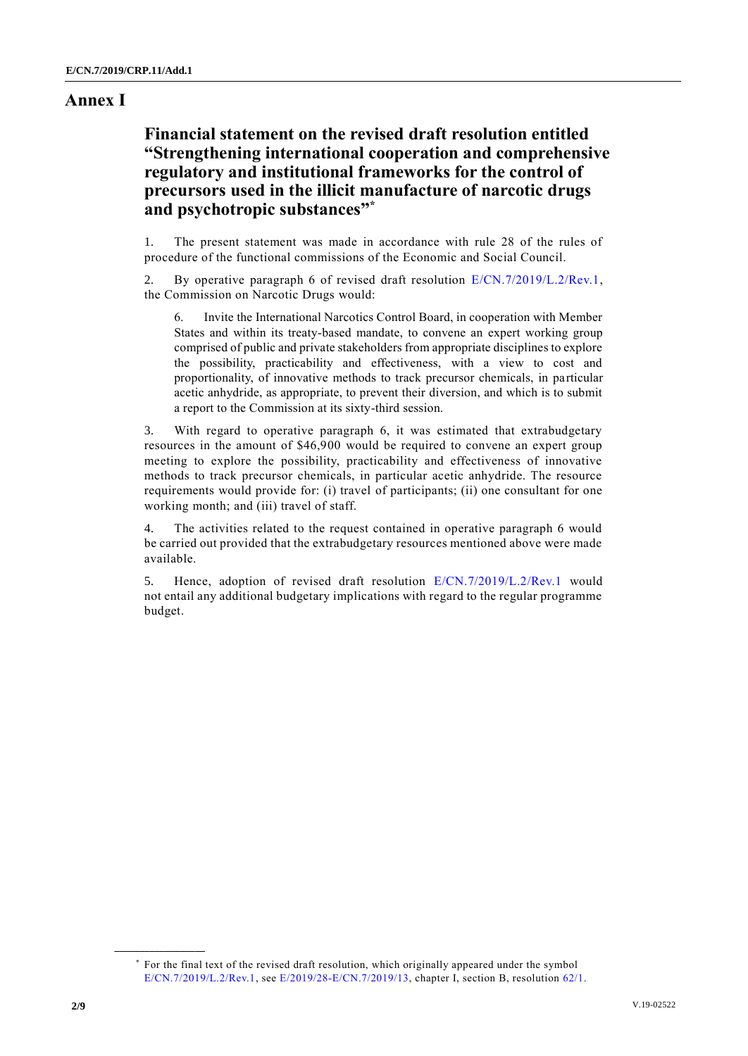# Annex I

## Financial statement on the revised draft resolution entitled "Strengthening international cooperation and comprehensive regulatory and institutional frameworks for the control of precursors used in the illicit manufacture of narcotic drugs and psychotropic substances"*

1. The present statement was made in accordance with rule 28 of the rules of procedure of the functional commissions of the Economic and Social Council.

2. By operative paragraph 6 of revised draft resolution E/CN.7/2019/L.2/Rev.1, the Commission on Narcotic Drugs would:

> 6. Invite the International Narcotics Control Board, in cooperation with Member States and within its treaty-based mandate, to convene an expert working group comprised of public and private stakeholders from appropriate disciplines to explore the possibility, practicability and effectiveness, with a view to cost and proportionality, of innovative methods to track precursor chemicals, in particular acetic anhydride, as appropriate, to prevent their diversion, and which is to submit a report to the Commission at its sixty-third session.

3. With regard to operative paragraph 6, it was estimated that extrabudgetary resources in the amount of $46,900 would be required to convene an expert group meeting to explore the possibility, practicability and effectiveness of innovative methods to track precursor chemicals, in particular acetic anhydride. The resource requirements would provide for: (i) travel of participants; (ii) one consultant for one working month; and (iii) travel of staff.

4. The activities related to the request contained in operative paragraph 6 would be carried out provided that the extrabudgetary resources mentioned above were made available.

5. Hence, adoption of revised draft resolution E/CN.7/2019/L.2/Rev.1 would not entail any additional budgetary implications with regard to the regular programme budget.

---

\* For the final text of the revised draft resolution, which originally appeared under the symbol E/CN.7/2019/L.2/Rev.1, see E/2019/28-E/CN.7/2019/13, chapter I, section B, resolution 62/1.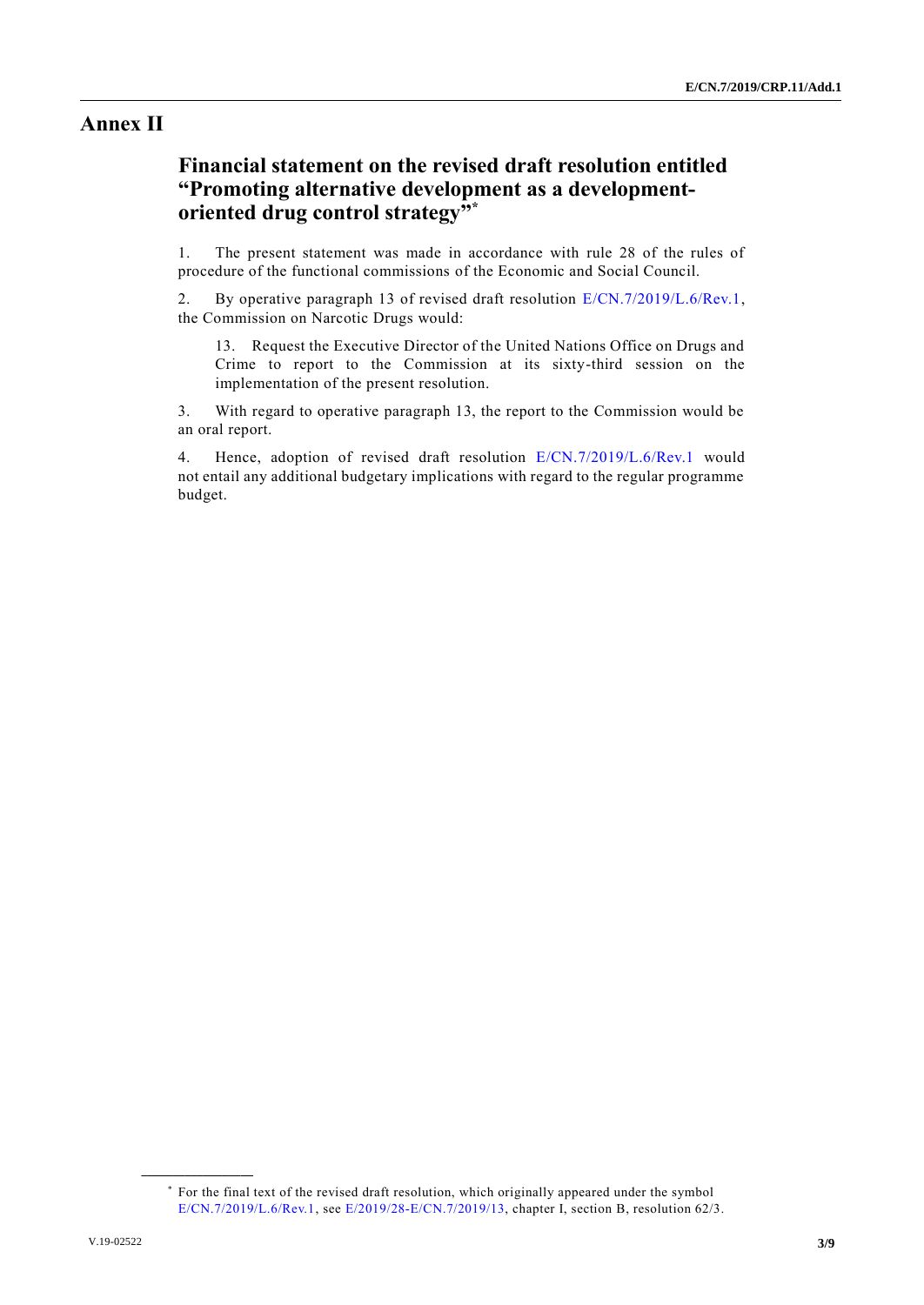# Annex II

## Financial statement on the revised draft resolution entitled "Promoting alternative development as a development-oriented drug control strategy"*

1. The present statement was made in accordance with rule 28 of the rules of procedure of the functional commissions of the Economic and Social Council.

2. By operative paragraph 13 of revised draft resolution E/CN.7/2019/L.6/Rev.1, the Commission on Narcotic Drugs would:

> 13. Request the Executive Director of the United Nations Office on Drugs and Crime to report to the Commission at its sixty-third session on the implementation of the present resolution.

3. With regard to operative paragraph 13, the report to the Commission would be an oral report.

4. Hence, adoption of revised draft resolution E/CN.7/2019/L.6/Rev.1 would not entail any additional budgetary implications with regard to the regular programme budget.

---

* For the final text of the revised draft resolution, which originally appeared under the symbol E/CN.7/2019/L.6/Rev.1, see E/2019/28-E/CN.7/2019/13, chapter I, section B, resolution 62/3.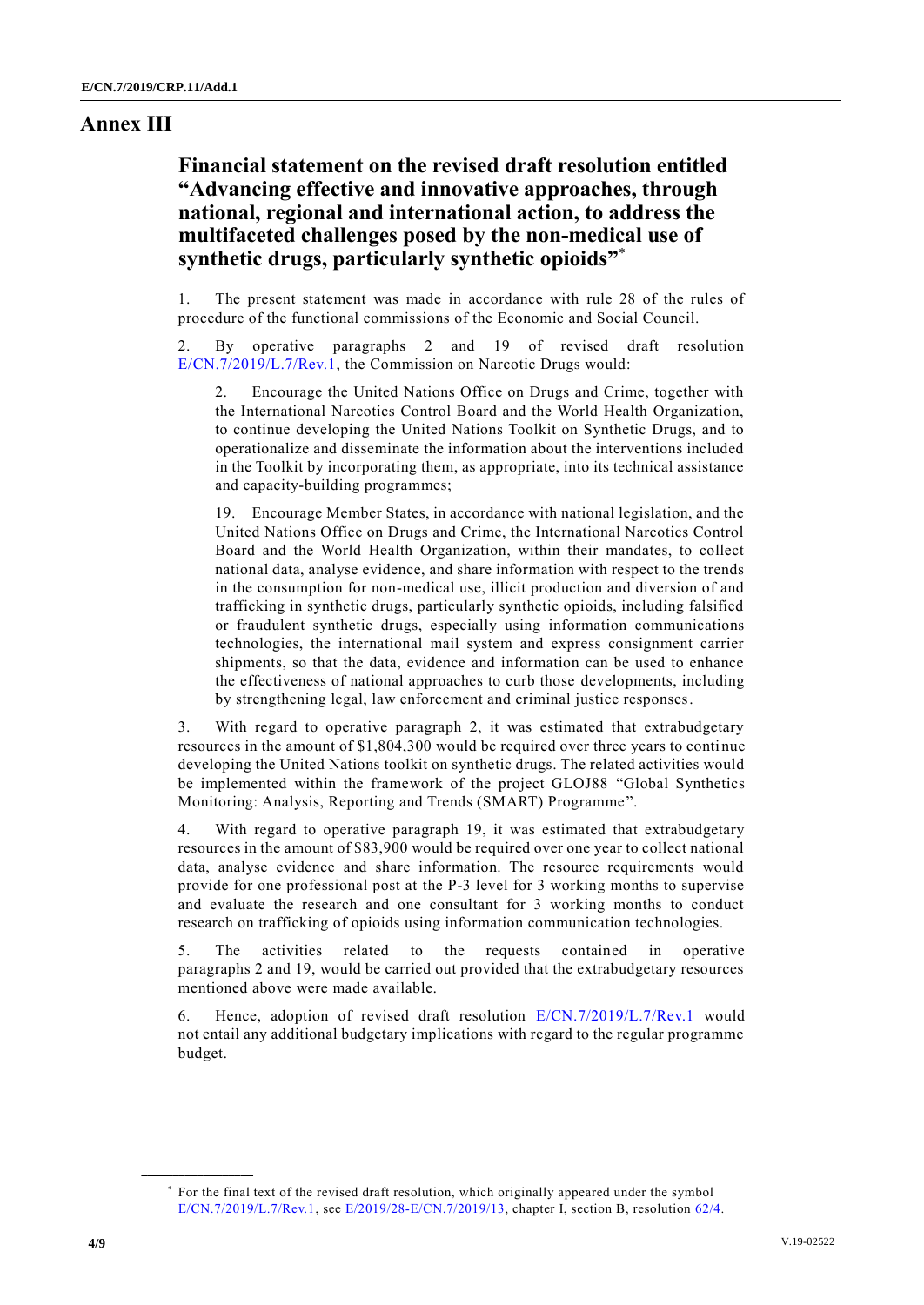# Annex III

## Financial statement on the revised draft resolution entitled "Advancing effective and innovative approaches, through national, regional and international action, to address the multifaceted challenges posed by the non-medical use of synthetic drugs, particularly synthetic opioids"*

1. The present statement was made in accordance with rule 28 of the rules of procedure of the functional commissions of the Economic and Social Council.

2. By operative paragraphs 2 and 19 of revised draft resolution E/CN.7/2019/L.7/Rev.1, the Commission on Narcotic Drugs would:

> 2. Encourage the United Nations Office on Drugs and Crime, together with the International Narcotics Control Board and the World Health Organization, to continue developing the United Nations Toolkit on Synthetic Drugs, and to operationalize and disseminate the information about the interventions included in the Toolkit by incorporating them, as appropriate, into its technical assistance and capacity-building programmes;
>
> 19. Encourage Member States, in accordance with national legislation, and the United Nations Office on Drugs and Crime, the International Narcotics Control Board and the World Health Organization, within their mandates, to collect national data, analyse evidence, and share information with respect to the trends in the consumption for non-medical use, illicit production and diversion of and trafficking in synthetic drugs, particularly synthetic opioids, including falsified or fraudulent synthetic drugs, especially using information communications technologies, the international mail system and express consignment carrier shipments, so that the data, evidence and information can be used to enhance the effectiveness of national approaches to curb those developments, including by strengthening legal, law enforcement and criminal justice responses.

3. With regard to operative paragraph 2, it was estimated that extrabudgetary resources in the amount of $1,804,300 would be required over three years to continue developing the United Nations toolkit on synthetic drugs. The related activities would be implemented within the framework of the project GLOJ88 "Global Synthetics Monitoring: Analysis, Reporting and Trends (SMART) Programme".

4. With regard to operative paragraph 19, it was estimated that extrabudgetary resources in the amount of $83,900 would be required over one year to collect national data, analyse evidence and share information. The resource requirements would provide for one professional post at the P-3 level for 3 working months to supervise and evaluate the research and one consultant for 3 working months to conduct research on trafficking of opioids using information communication technologies.

5. The activities related to the requests contained in operative paragraphs 2 and 19, would be carried out provided that the extrabudgetary resources mentioned above were made available.

6. Hence, adoption of revised draft resolution E/CN.7/2019/L.7/Rev.1 would not entail any additional budgetary implications with regard to the regular programme budget.

---

\* For the final text of the revised draft resolution, which originally appeared under the symbol E/CN.7/2019/L.7/Rev.1, see E/2019/28-E/CN.7/2019/13, chapter I, section B, resolution 62/4.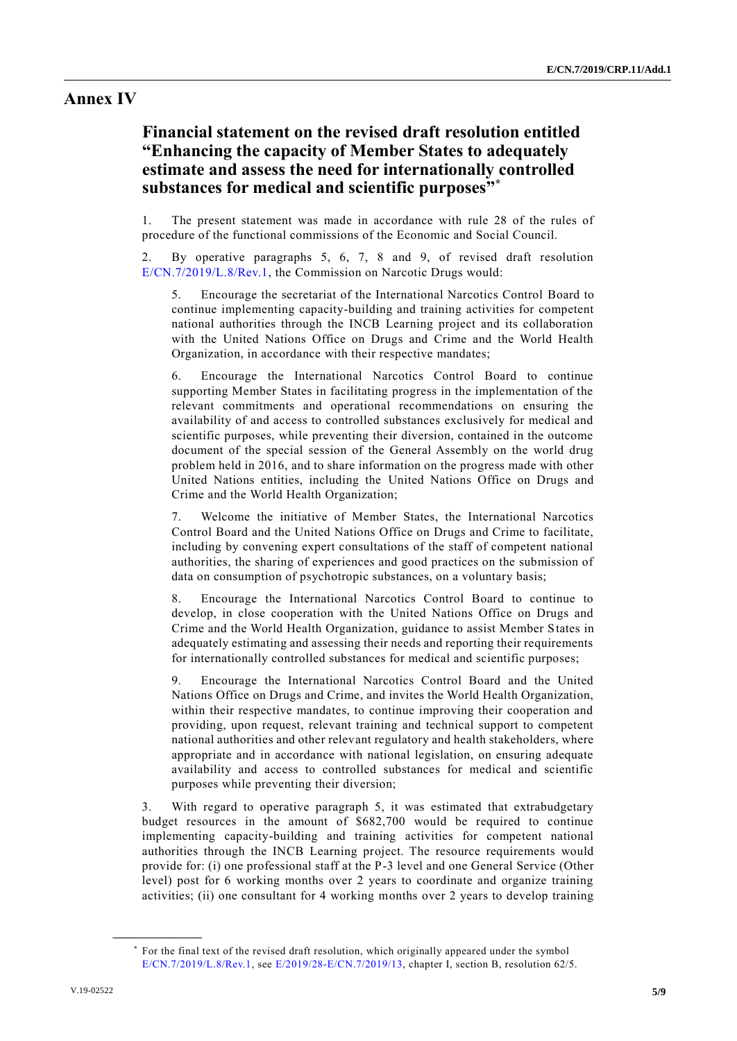# Annex IV

## Financial statement on the revised draft resolution entitled "Enhancing the capacity of Member States to adequately estimate and assess the need for internationally controlled substances for medical and scientific purposes"*

1. The present statement was made in accordance with rule 28 of the rules of procedure of the functional commissions of the Economic and Social Council.

2. By operative paragraphs 5, 6, 7, 8 and 9, of revised draft resolution E/CN.7/2019/L.8/Rev.1, the Commission on Narcotic Drugs would:

> 5. Encourage the secretariat of the International Narcotics Control Board to continue implementing capacity-building and training activities for competent national authorities through the INCB Learning project and its collaboration with the United Nations Office on Drugs and Crime and the World Health Organization, in accordance with their respective mandates;
>
> 6. Encourage the International Narcotics Control Board to continue supporting Member States in facilitating progress in the implementation of the relevant commitments and operational recommendations on ensuring the availability of and access to controlled substances exclusively for medical and scientific purposes, while preventing their diversion, contained in the outcome document of the special session of the General Assembly on the world drug problem held in 2016, and to share information on the progress made with other United Nations entities, including the United Nations Office on Drugs and Crime and the World Health Organization;
>
> 7. Welcome the initiative of Member States, the International Narcotics Control Board and the United Nations Office on Drugs and Crime to facilitate, including by convening expert consultations of the staff of competent national authorities, the sharing of experiences and good practices on the submission of data on consumption of psychotropic substances, on a voluntary basis;
>
> 8. Encourage the International Narcotics Control Board to continue to develop, in close cooperation with the United Nations Office on Drugs and Crime and the World Health Organization, guidance to assist Member States in adequately estimating and assessing their needs and reporting their requirements for internationally controlled substances for medical and scientific purposes;
>
> 9. Encourage the International Narcotics Control Board and the United Nations Office on Drugs and Crime, and invites the World Health Organization, within their respective mandates, to continue improving their cooperation and providing, upon request, relevant training and technical support to competent national authorities and other relevant regulatory and health stakeholders, where appropriate and in accordance with national legislation, on ensuring adequate availability and access to controlled substances for medical and scientific purposes while preventing their diversion;

3. With regard to operative paragraph 5, it was estimated that extrabudgetary budget resources in the amount of $682,700 would be required to continue implementing capacity-building and training activities for competent national authorities through the INCB Learning project. The resource requirements would provide for: (i) one professional staff at the P-3 level and one General Service (Other level) post for 6 working months over 2 years to coordinate and organize training activities; (ii) one consultant for 4 working months over 2 years to develop training

---

\* For the final text of the revised draft resolution, which originally appeared under the symbol E/CN.7/2019/L.8/Rev.1, see E/2019/28-E/CN.7/2019/13, chapter I, section B, resolution 62/5.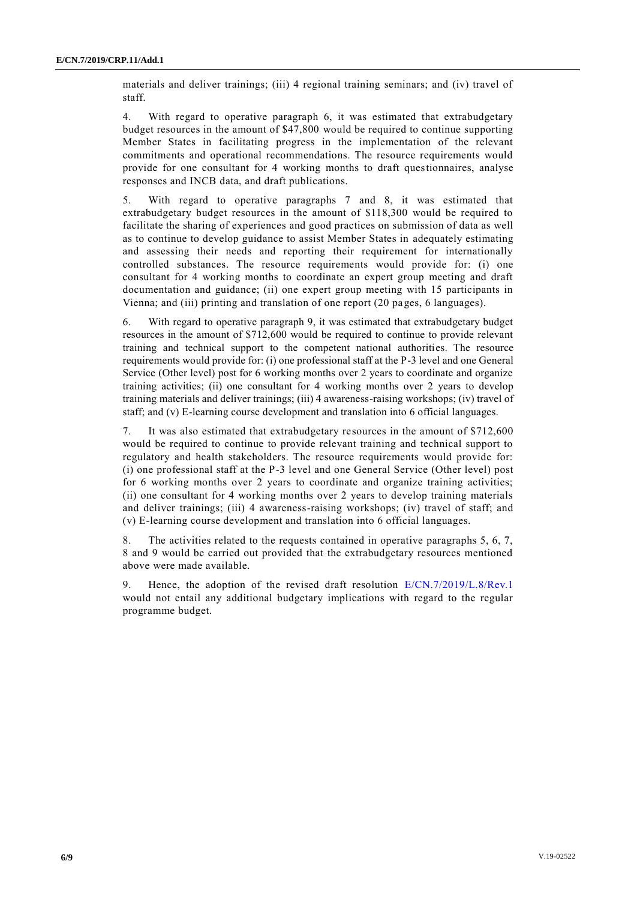materials and deliver trainings; (iii) 4 regional training seminars; and (iv) travel of staff.

4. With regard to operative paragraph 6, it was estimated that extrabudgetary budget resources in the amount of $47,800 would be required to continue supporting Member States in facilitating progress in the implementation of the relevant commitments and operational recommendations. The resource requirements would provide for one consultant for 4 working months to draft questionnaires, analyse responses and INCB data, and draft publications.

5. With regard to operative paragraphs 7 and 8, it was estimated that extrabudgetary budget resources in the amount of $118,300 would be required to facilitate the sharing of experiences and good practices on submission of data as well as to continue to develop guidance to assist Member States in adequately estimating and assessing their needs and reporting their requirement for internationally controlled substances. The resource requirements would provide for: (i) one consultant for 4 working months to coordinate an expert group meeting and draft documentation and guidance; (ii) one expert group meeting with 15 participants in Vienna; and (iii) printing and translation of one report (20 pages, 6 languages).

6. With regard to operative paragraph 9, it was estimated that extrabudgetary budget resources in the amount of $712,600 would be required to continue to provide relevant training and technical support to the competent national authorities. The resource requirements would provide for: (i) one professional staff at the P-3 level and one General Service (Other level) post for 6 working months over 2 years to coordinate and organize training activities; (ii) one consultant for 4 working months over 2 years to develop training materials and deliver trainings; (iii) 4 awareness-raising workshops; (iv) travel of staff; and (v) E-learning course development and translation into 6 official languages.

7. It was also estimated that extrabudgetary resources in the amount of $712,600 would be required to continue to provide relevant training and technical support to regulatory and health stakeholders. The resource requirements would provide for: (i) one professional staff at the P-3 level and one General Service (Other level) post for 6 working months over 2 years to coordinate and organize training activities; (ii) one consultant for 4 working months over 2 years to develop training materials and deliver trainings; (iii) 4 awareness-raising workshops; (iv) travel of staff; and (v) E-learning course development and translation into 6 official languages.

8. The activities related to the requests contained in operative paragraphs 5, 6, 7, 8 and 9 would be carried out provided that the extrabudgetary resources mentioned above were made available.

9. Hence, the adoption of the revised draft resolution E/CN.7/2019/L.8/Rev.1 would not entail any additional budgetary implications with regard to the regular programme budget.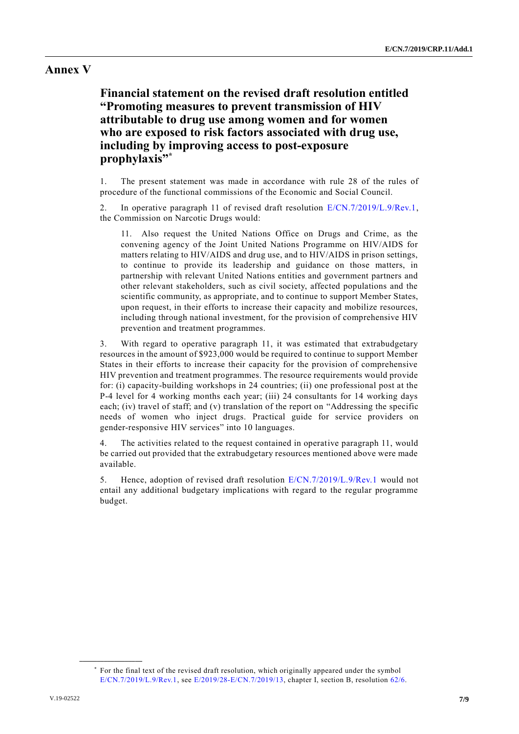# Annex V

## Financial statement on the revised draft resolution entitled "Promoting measures to prevent transmission of HIV attributable to drug use among women and for women who are exposed to risk factors associated with drug use, including by improving access to post-exposure prophylaxis"*

1. The present statement was made in accordance with rule 28 of the rules of procedure of the functional commissions of the Economic and Social Council.

2. In operative paragraph 11 of revised draft resolution E/CN.7/2019/L.9/Rev.1, the Commission on Narcotic Drugs would:

> 11. Also request the United Nations Office on Drugs and Crime, as the convening agency of the Joint United Nations Programme on HIV/AIDS for matters relating to HIV/AIDS and drug use, and to HIV/AIDS in prison settings, to continue to provide its leadership and guidance on those matters, in partnership with relevant United Nations entities and government partners and other relevant stakeholders, such as civil society, affected populations and the scientific community, as appropriate, and to continue to support Member States, upon request, in their efforts to increase their capacity and mobilize resources, including through national investment, for the provision of comprehensive HIV prevention and treatment programmes.

3. With regard to operative paragraph 11, it was estimated that extrabudgetary resources in the amount of $923,000 would be required to continue to support Member States in their efforts to increase their capacity for the provision of comprehensive HIV prevention and treatment programmes. The resource requirements would provide for: (i) capacity-building workshops in 24 countries; (ii) one professional post at the P-4 level for 4 working months each year; (iii) 24 consultants for 14 working days each; (iv) travel of staff; and (v) translation of the report on "Addressing the specific needs of women who inject drugs. Practical guide for service providers on gender-responsive HIV services" into 10 languages.

4. The activities related to the request contained in operative paragraph 11, would be carried out provided that the extrabudgetary resources mentioned above were made available.

5. Hence, adoption of revised draft resolution E/CN.7/2019/L.9/Rev.1 would not entail any additional budgetary implications with regard to the regular programme budget.

---

\* For the final text of the revised draft resolution, which originally appeared under the symbol E/CN.7/2019/L.9/Rev.1, see E/2019/28-E/CN.7/2019/13, chapter I, section B, resolution 62/6.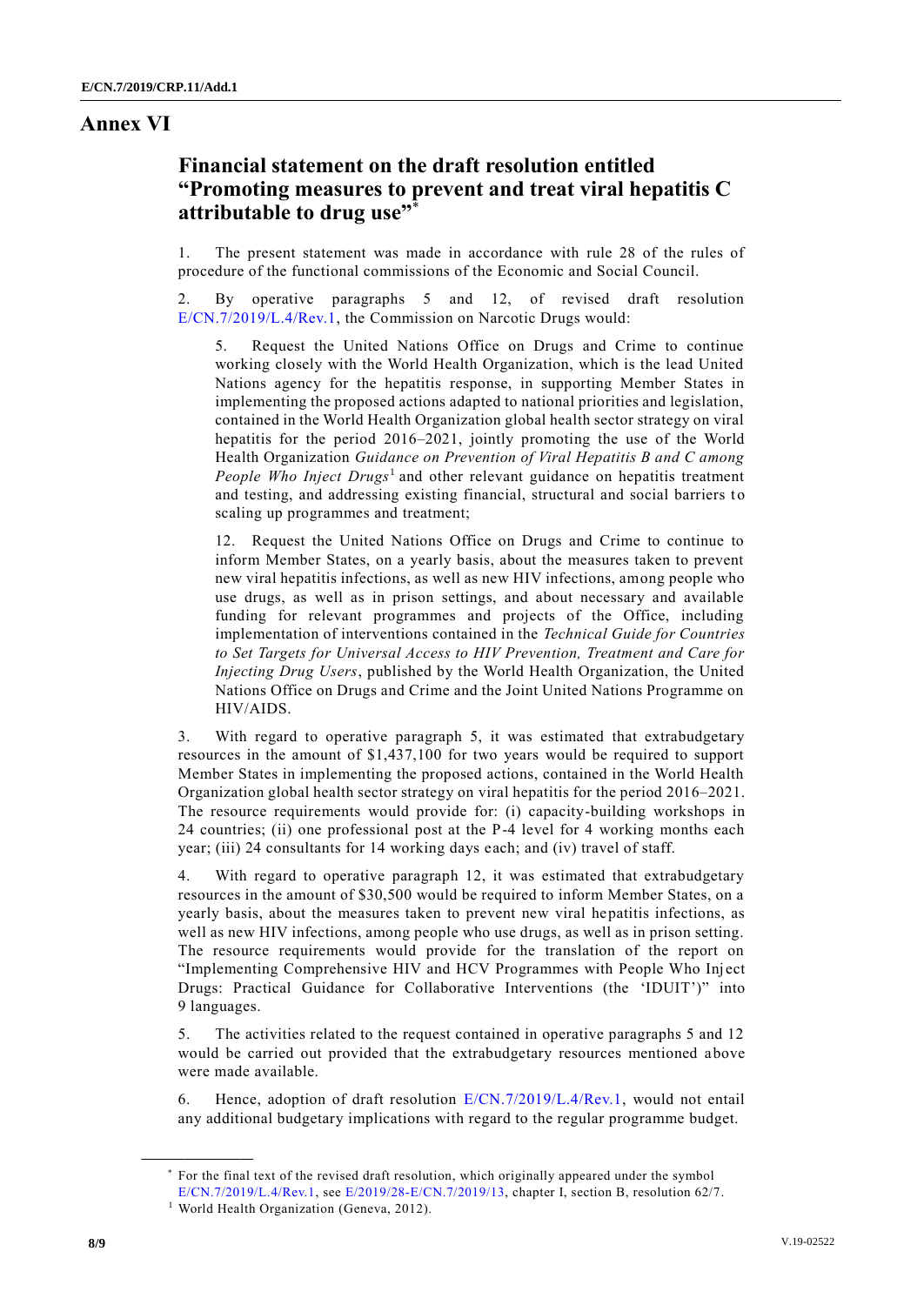# Annex VI

## Financial statement on the draft resolution entitled "Promoting measures to prevent and treat viral hepatitis C attributable to drug use"*

1. The present statement was made in accordance with rule 28 of the rules of procedure of the functional commissions of the Economic and Social Council.

2. By operative paragraphs 5 and 12, of revised draft resolution E/CN.7/2019/L.4/Rev.1, the Commission on Narcotic Drugs would:

> 5. Request the United Nations Office on Drugs and Crime to continue working closely with the World Health Organization, which is the lead United Nations agency for the hepatitis response, in supporting Member States in implementing the proposed actions adapted to national priorities and legislation, contained in the World Health Organization global health sector strategy on viral hepatitis for the period 2016–2021, jointly promoting the use of the World Health Organization *Guidance on Prevention of Viral Hepatitis B and C among People Who Inject Drugs*[1] and other relevant guidance on hepatitis treatment and testing, and addressing existing financial, structural and social barriers to scaling up programmes and treatment;
>
> 12. Request the United Nations Office on Drugs and Crime to continue to inform Member States, on a yearly basis, about the measures taken to prevent new viral hepatitis infections, as well as new HIV infections, among people who use drugs, as well as in prison settings, and about necessary and available funding for relevant programmes and projects of the Office, including implementation of interventions contained in the *Technical Guide for Countries to Set Targets for Universal Access to HIV Prevention, Treatment and Care for Injecting Drug Users*, published by the World Health Organization, the United Nations Office on Drugs and Crime and the Joint United Nations Programme on HIV/AIDS.

3. With regard to operative paragraph 5, it was estimated that extrabudgetary resources in the amount of $1,437,100 for two years would be required to support Member States in implementing the proposed actions, contained in the World Health Organization global health sector strategy on viral hepatitis for the period 2016–2021. The resource requirements would provide for: (i) capacity-building workshops in 24 countries; (ii) one professional post at the P-4 level for 4 working months each year; (iii) 24 consultants for 14 working days each; and (iv) travel of staff.

4. With regard to operative paragraph 12, it was estimated that extrabudgetary resources in the amount of $30,500 would be required to inform Member States, on a yearly basis, about the measures taken to prevent new viral hepatitis infections, as well as new HIV infections, among people who use drugs, as well as in prison setting. The resource requirements would provide for the translation of the report on "Implementing Comprehensive HIV and HCV Programmes with People Who Inject Drugs: Practical Guidance for Collaborative Interventions (the 'IDUIT')" into 9 languages.

5. The activities related to the request contained in operative paragraphs 5 and 12 would be carried out provided that the extrabudgetary resources mentioned above were made available.

6. Hence, adoption of draft resolution E/CN.7/2019/L.4/Rev.1, would not entail any additional budgetary implications with regard to the regular programme budget.

---

\* For the final text of the revised draft resolution, which originally appeared under the symbol E/CN.7/2019/L.4/Rev.1, see E/2019/28-E/CN.7/2019/13, chapter I, section B, resolution 62/7.

[1] World Health Organization (Geneva, 2012).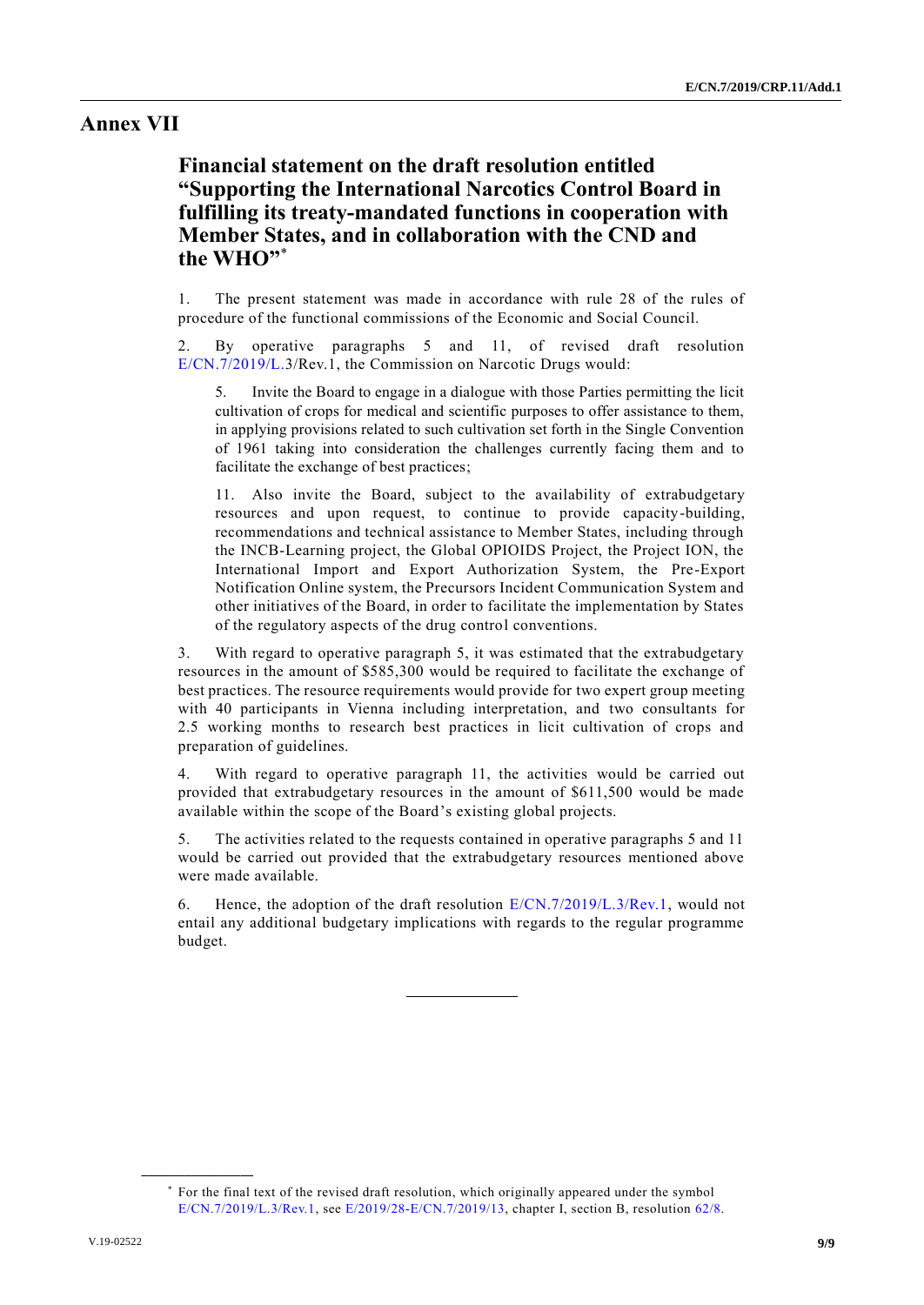# Annex VII

## Financial statement on the draft resolution entitled "Supporting the International Narcotics Control Board in fulfilling its treaty-mandated functions in cooperation with Member States, and in collaboration with the CND and the WHO"*

1. The present statement was made in accordance with rule 28 of the rules of procedure of the functional commissions of the Economic and Social Council.

2. By operative paragraphs 5 and 11, of revised draft resolution E/CN.7/2019/L.3/Rev.1, the Commission on Narcotic Drugs would:

> 5. Invite the Board to engage in a dialogue with those Parties permitting the licit cultivation of crops for medical and scientific purposes to offer assistance to them, in applying provisions related to such cultivation set forth in the Single Convention of 1961 taking into consideration the challenges currently facing them and to facilitate the exchange of best practices;
>
> 11. Also invite the Board, subject to the availability of extrabudgetary resources and upon request, to continue to provide capacity-building, recommendations and technical assistance to Member States, including through the INCB-Learning project, the Global OPIOIDS Project, the Project ION, the International Import and Export Authorization System, the Pre-Export Notification Online system, the Precursors Incident Communication System and other initiatives of the Board, in order to facilitate the implementation by States of the regulatory aspects of the drug control conventions.

3. With regard to operative paragraph 5, it was estimated that the extrabudgetary resources in the amount of $585,300 would be required to facilitate the exchange of best practices. The resource requirements would provide for two expert group meeting with 40 participants in Vienna including interpretation, and two consultants for 2.5 working months to research best practices in licit cultivation of crops and preparation of guidelines.

4. With regard to operative paragraph 11, the activities would be carried out provided that extrabudgetary resources in the amount of $611,500 would be made available within the scope of the Board's existing global projects.

5. The activities related to the requests contained in operative paragraphs 5 and 11 would be carried out provided that the extrabudgetary resources mentioned above were made available.

6. Hence, the adoption of the draft resolution E/CN.7/2019/L.3/Rev.1, would not entail any additional budgetary implications with regards to the regular programme budget.

---

\* For the final text of the revised draft resolution, which originally appeared under the symbol E/CN.7/2019/L.3/Rev.1, see E/2019/28-E/CN.7/2019/13, chapter I, section B, resolution 62/8.